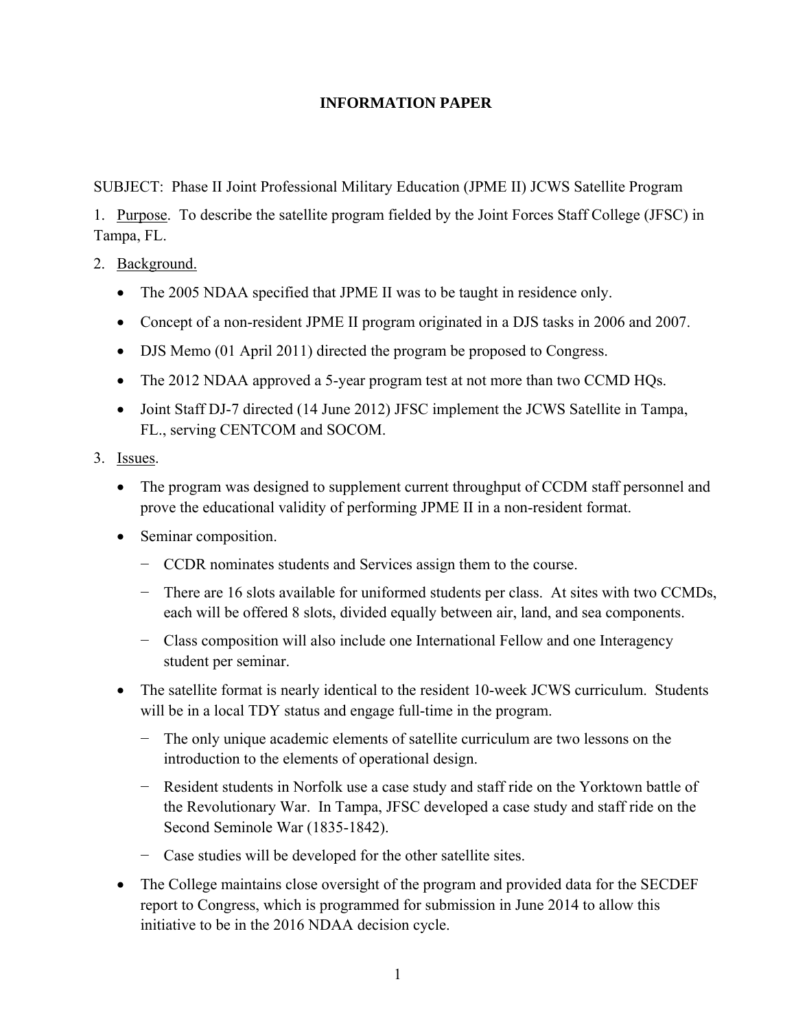# INFORMATION PAPER

SUBJECT: Phase II Joint Professional Military Education (JPME II) JCWS Satellite Program

1. Purpose. To describe the satellite program fielded by the Joint Forces Staff College (JFSC) in Tampa, FL.

2. Background.

   - The 2005 NDAA specified that JPME II was to be taught in residence only.
   - Concept of a non-resident JPME II program originated in a DJS tasks in 2006 and 2007.
   - DJS Memo (01 April 2011) directed the program be proposed to Congress.
   - The 2012 NDAA approved a 5-year program test at not more than two CCMD HQs.
   - Joint Staff DJ-7 directed (14 June 2012) JFSC implement the JCWS Satellite in Tampa, FL., serving CENTCOM and SOCOM.

3. Issues.

   - The program was designed to supplement current throughput of CCDM staff personnel and prove the educational validity of performing JPME II in a non-resident format.
   - Seminar composition.
     - CCDR nominates students and Services assign them to the course.
     - There are 16 slots available for uniformed students per class. At sites with two CCMDs, each will be offered 8 slots, divided equally between air, land, and sea components.
     - Class composition will also include one International Fellow and one Interagency student per seminar.
   - The satellite format is nearly identical to the resident 10-week JCWS curriculum. Students will be in a local TDY status and engage full-time in the program.
     - The only unique academic elements of satellite curriculum are two lessons on the introduction to the elements of operational design.
     - Resident students in Norfolk use a case study and staff ride on the Yorktown battle of the Revolutionary War. In Tampa, JFSC developed a case study and staff ride on the Second Seminole War (1835-1842).
     - Case studies will be developed for the other satellite sites.
   - The College maintains close oversight of the program and provided data for the SECDEF report to Congress, which is programmed for submission in June 2014 to allow this initiative to be in the 2016 NDAA decision cycle.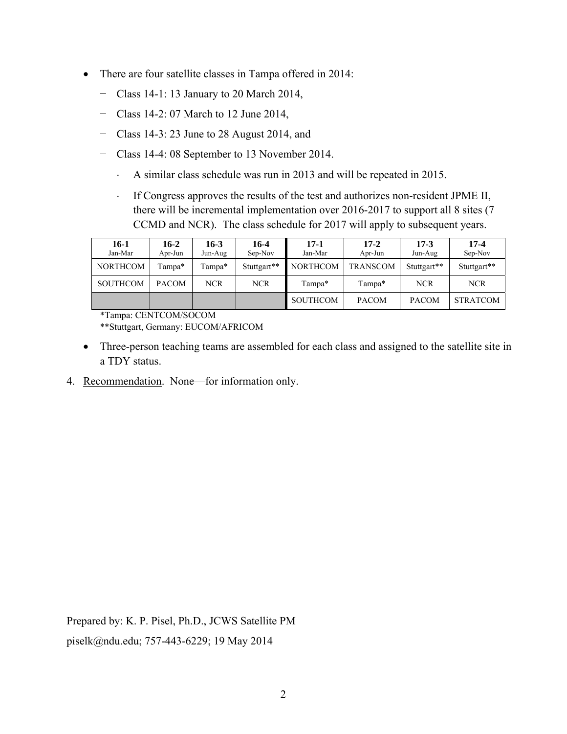- There are four satellite classes in Tampa offered in 2014:
  - Class 14-1: 13 January to 20 March 2014,
  - Class 14-2: 07 March to 12 June 2014,
  - Class 14-3: 23 June to 28 August 2014, and
  - Class 14-4: 08 September to 13 November 2014.
    - A similar class schedule was run in 2013 and will be repeated in 2015.
    - If Congress approves the results of the test and authorizes non-resident JPME II, there will be incremental implementation over 2016-2017 to support all 8 sites (7 CCMD and NCR). The class schedule for 2017 will apply to subsequent years.

| **16-1** Jan-Mar | **16-2** Apr-Jun | **16-3** Jun-Aug | **16-4** Sep-Nov | **17-1** Jan-Mar | **17-2** Apr-Jun | **17-3** Jun-Aug | **17-4** Sep-Nov |
|---|---|---|---|---|---|---|---|
| NORTHCOM | Tampa* | Tampa* | Stuttgart** | NORTHCOM | TRANSCOM | Stuttgart** | Stuttgart** |
| SOUTHCOM | PACOM | NCR | NCR | Tampa* | Tampa* | NCR | NCR |
| | | | | SOUTHCOM | PACOM | PACOM | STRATCOM |

*Tampa: CENTCOM/SOCOM
**Stuttgart, Germany: EUCOM/AFRICOM

- Three-person teaching teams are assembled for each class and assigned to the satellite site in a TDY status.

4. <u>Recommendation</u>. None—for information only.

Prepared by: K. P. Pisel, Ph.D., JCWS Satellite PM

piselk@ndu.edu; 757-443-6229; 19 May 2014